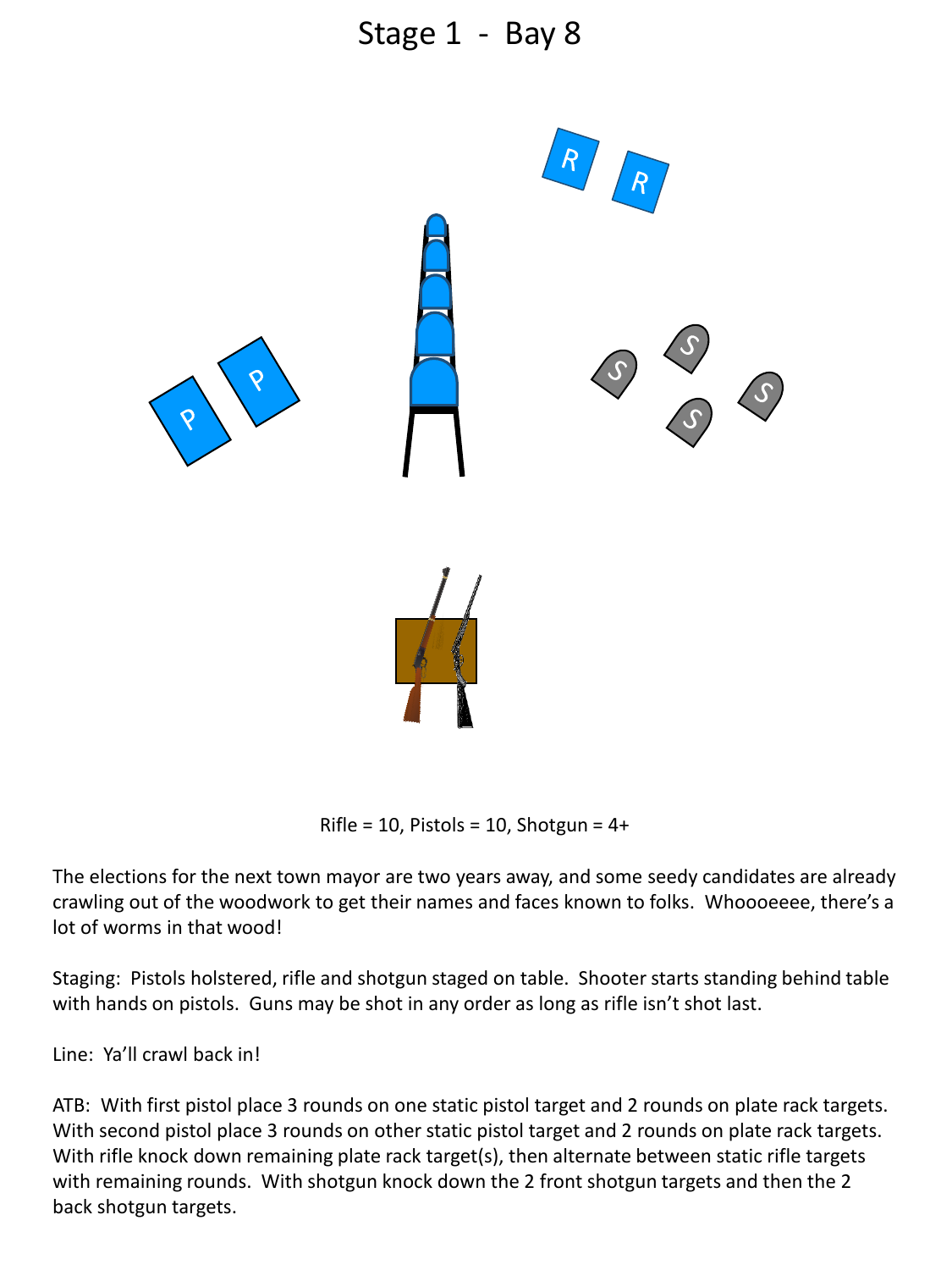# Stage 1 - Bay 8

Rifle = 10, Pistols = 10, Shotgun = 4+

The elections for the next town mayor are two years away, and some seedy candidates are already crawling out of the woodwork to get their names and faces known to folks. Whoooeeee, there's a lot of worms in that wood!

Staging: Pistols holstered, rifle and shotgun staged on table. Shooter starts standing behind table with hands on pistols. Guns may be shot in any order as long as rifle isn't shot last.

Line: Ya'll crawl back in!

ATB: With first pistol place 3 rounds on one static pistol target and 2 rounds on plate rack targets. With second pistol place 3 rounds on other static pistol target and 2 rounds on plate rack targets. With rifle knock down remaining plate rack target(s), then alternate between static rifle targets with remaining rounds. With shotgun knock down the 2 front shotgun targets and then the 2 back shotgun targets.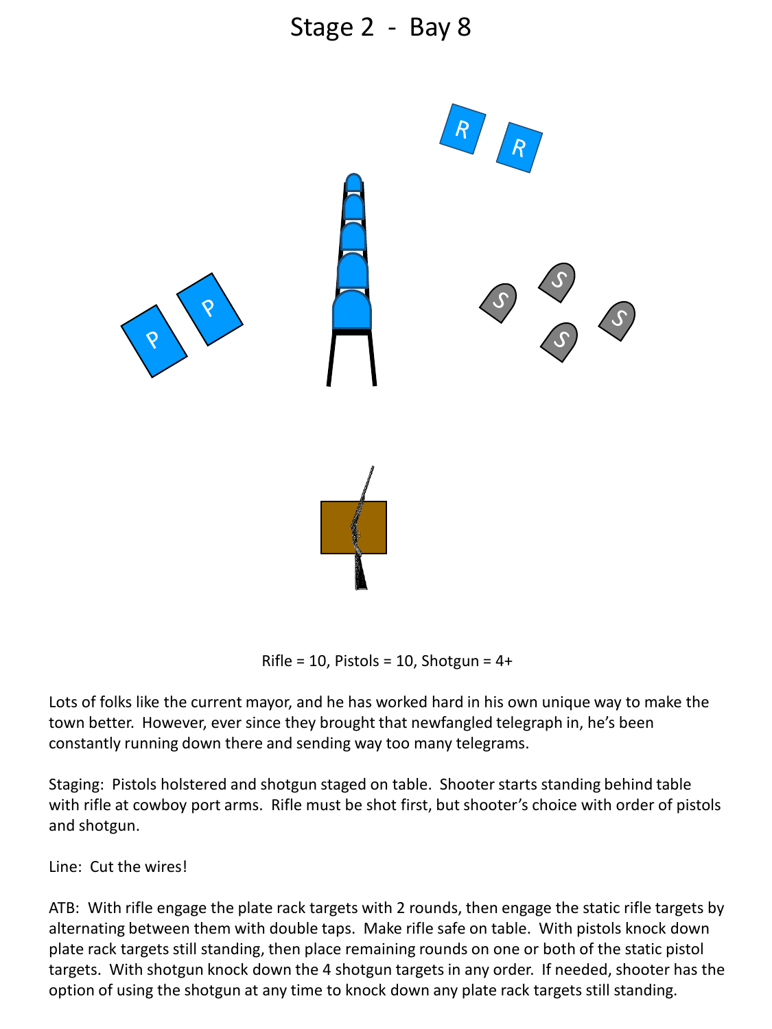# Stage 2 - Bay 8

Rifle = 10, Pistols = 10, Shotgun = 4+

Lots of folks like the current mayor, and he has worked hard in his own unique way to make the town better. However, ever since they brought that newfangled telegraph in, he's been constantly running down there and sending way too many telegrams.

Staging: Pistols holstered and shotgun staged on table. Shooter starts standing behind table with rifle at cowboy port arms. Rifle must be shot first, but shooter's choice with order of pistols and shotgun.

Line: Cut the wires!

ATB: With rifle engage the plate rack targets with 2 rounds, then engage the static rifle targets by alternating between them with double taps. Make rifle safe on table. With pistols knock down plate rack targets still standing, then place remaining rounds on one or both of the static pistol targets. With shotgun knock down the 4 shotgun targets in any order. If needed, shooter has the option of using the shotgun at any time to knock down any plate rack targets still standing.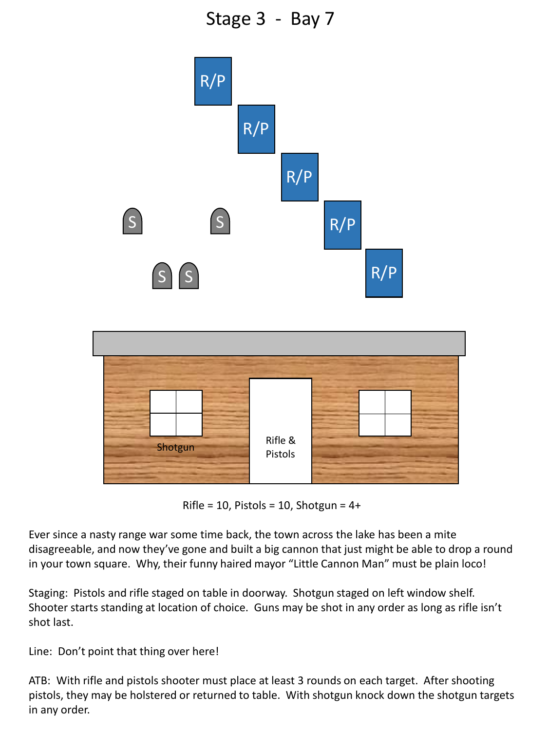# Stage 3 - Bay 7

R/P

R/P

R/P

R/P

R/P

S S S S

Shotgun

Rifle & Pistols

Rifle = 10, Pistols = 10, Shotgun = 4+

Ever since a nasty range war some time back, the town across the lake has been a mite disagreeable, and now they've gone and built a big cannon that just might be able to drop a round in your town square. Why, their funny haired mayor "Little Cannon Man" must be plain loco!

Staging: Pistols and rifle staged on table in doorway. Shotgun staged on left window shelf. Shooter starts standing at location of choice. Guns may be shot in any order as long as rifle isn't shot last.

Line: Don't point that thing over here!

ATB: With rifle and pistols shooter must place at least 3 rounds on each target. After shooting pistols, they may be holstered or returned to table. With shotgun knock down the shotgun targets in any order.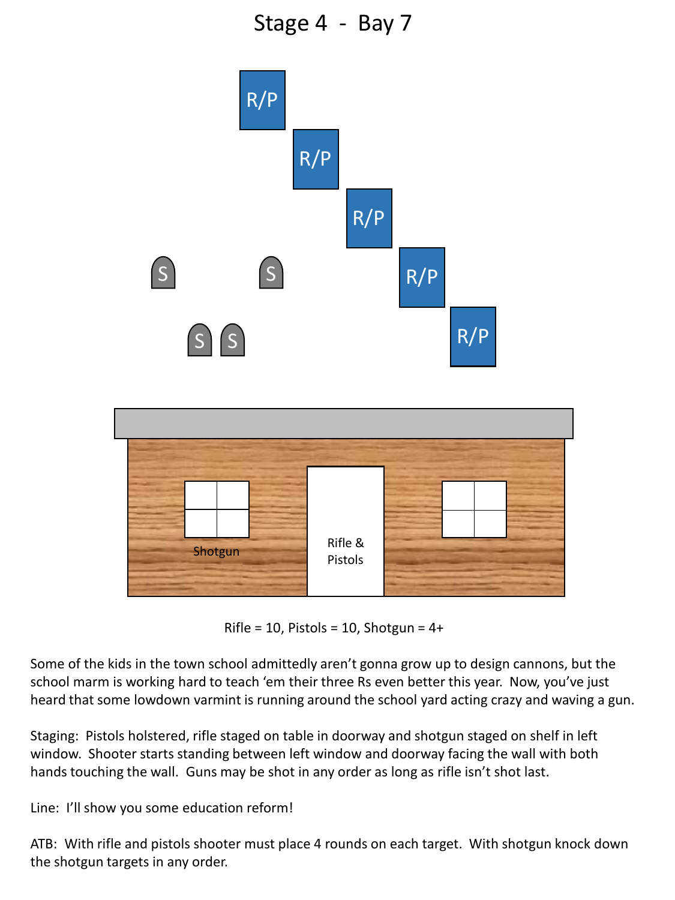# Stage 4 - Bay 7

R/P

R/P

R/P

R/P

R/P

S S

S S

Shotgun

Rifle & Pistols

Rifle = 10, Pistols = 10, Shotgun = 4+

Some of the kids in the town school admittedly aren't gonna grow up to design cannons, but the school marm is working hard to teach 'em their three Rs even better this year. Now, you've just heard that some lowdown varmint is running around the school yard acting crazy and waving a gun.

Staging: Pistols holstered, rifle staged on table in doorway and shotgun staged on shelf in left window. Shooter starts standing between left window and doorway facing the wall with both hands touching the wall. Guns may be shot in any order as long as rifle isn't shot last.

Line: I'll show you some education reform!

ATB: With rifle and pistols shooter must place 4 rounds on each target. With shotgun knock down the shotgun targets in any order.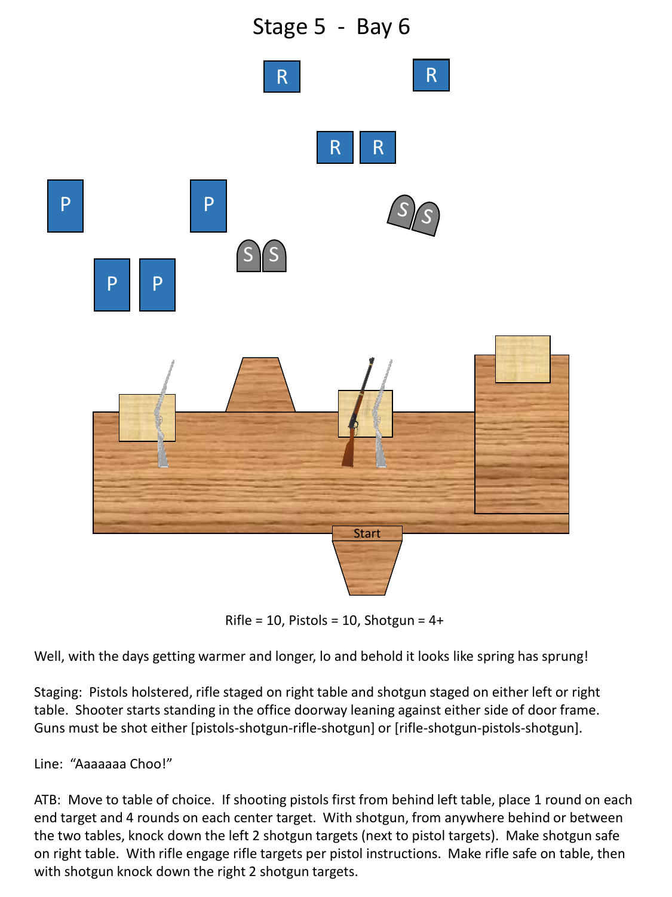# Stage 5 - Bay 6

Rifle = 10, Pistols = 10, Shotgun = 4+

Well, with the days getting warmer and longer, lo and behold it looks like spring has sprung!

Staging: Pistols holstered, rifle staged on right table and shotgun staged on either left or right table. Shooter starts standing in the office doorway leaning against either side of door frame. Guns must be shot either [pistols-shotgun-rifle-shotgun] or [rifle-shotgun-pistols-shotgun].

Line: "Aaaaaaa Choo!"

ATB: Move to table of choice. If shooting pistols first from behind left table, place 1 round on each end target and 4 rounds on each center target. With shotgun, from anywhere behind or between the two tables, knock down the left 2 shotgun targets (next to pistol targets). Make shotgun safe on right table. With rifle engage rifle targets per pistol instructions. Make rifle safe on table, then with shotgun knock down the right 2 shotgun targets.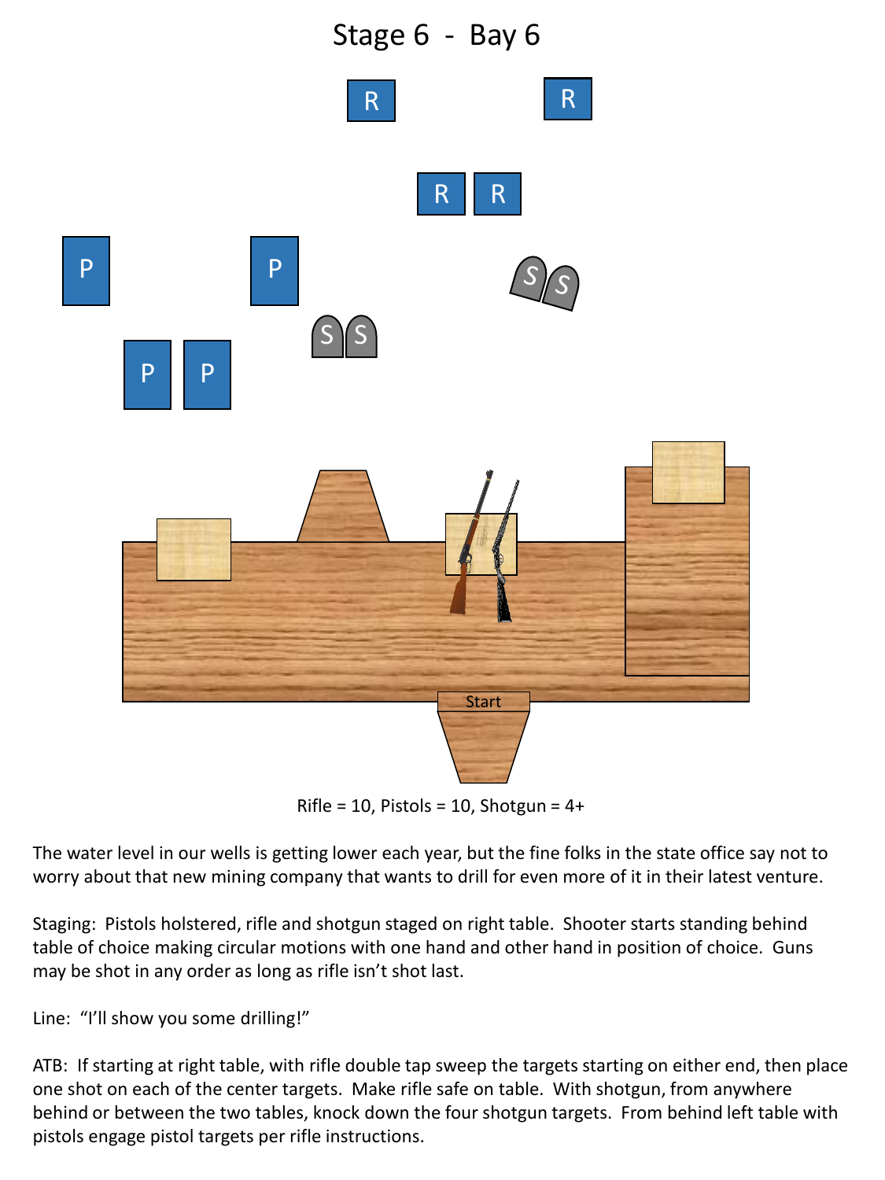# Stage 6 - Bay 6

R R R R

P P P P

S S S S

Start

Rifle = 10, Pistols = 10, Shotgun = 4+

The water level in our wells is getting lower each year, but the fine folks in the state office say not to worry about that new mining company that wants to drill for even more of it in their latest venture.

Staging: Pistols holstered, rifle and shotgun staged on right table. Shooter starts standing behind table of choice making circular motions with one hand and other hand in position of choice. Guns may be shot in any order as long as rifle isn't shot last.

Line: "I'll show you some drilling!"

ATB: If starting at right table, with rifle double tap sweep the targets starting on either end, then place one shot on each of the center targets. Make rifle safe on table. With shotgun, from anywhere behind or between the two tables, knock down the four shotgun targets. From behind left table with pistols engage pistol targets per rifle instructions.